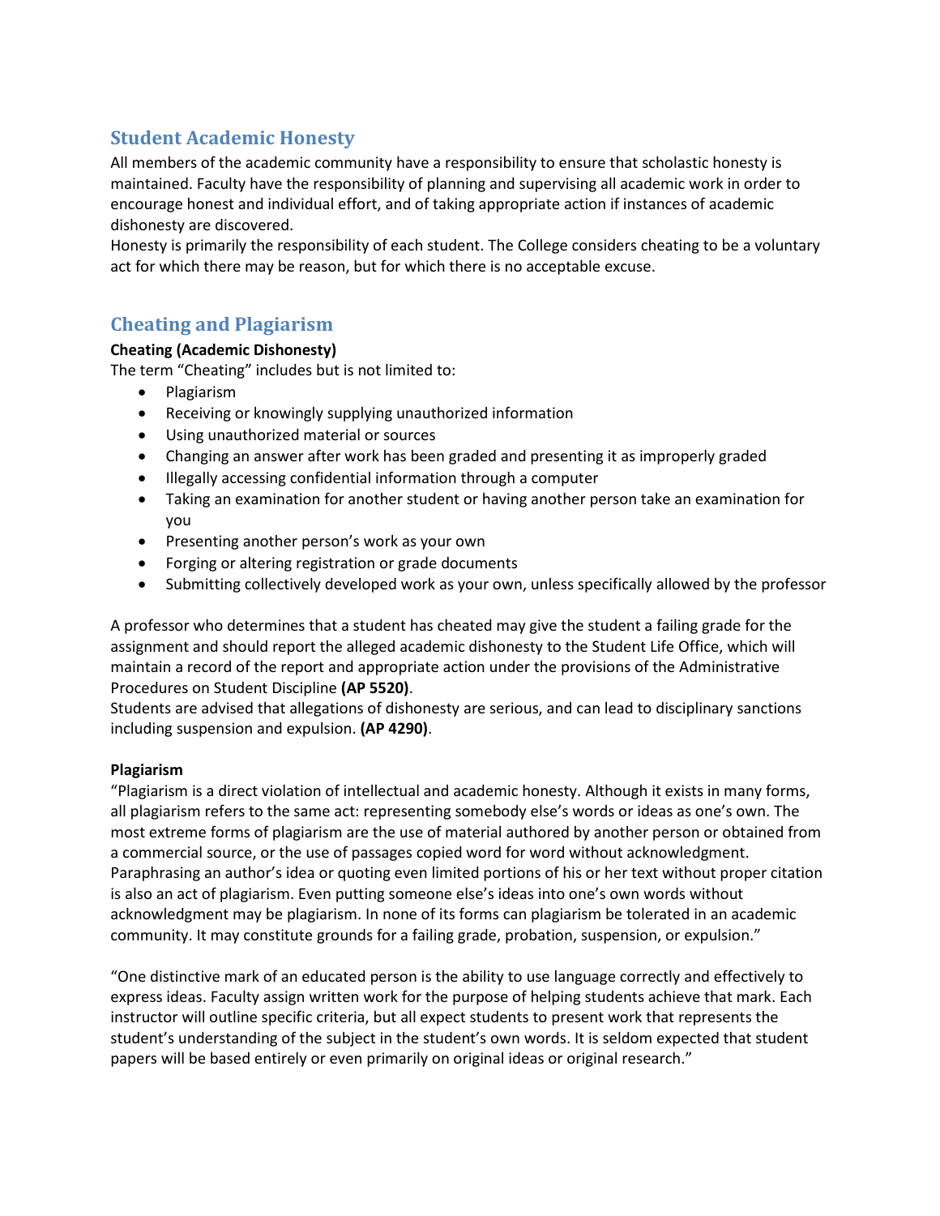## Student Academic Honesty

All members of the academic community have a responsibility to ensure that scholastic honesty is maintained. Faculty have the responsibility of planning and supervising all academic work in order to encourage honest and individual effort, and of taking appropriate action if instances of academic dishonesty are discovered.

Honesty is primarily the responsibility of each student. The College considers cheating to be a voluntary act for which there may be reason, but for which there is no acceptable excuse.

## Cheating and Plagiarism

**Cheating (Academic Dishonesty)**

The term "Cheating" includes but is not limited to:

- Plagiarism
- Receiving or knowingly supplying unauthorized information
- Using unauthorized material or sources
- Changing an answer after work has been graded and presenting it as improperly graded
- Illegally accessing confidential information through a computer
- Taking an examination for another student or having another person take an examination for you
- Presenting another person's work as your own
- Forging or altering registration or grade documents
- Submitting collectively developed work as your own, unless specifically allowed by the professor

A professor who determines that a student has cheated may give the student a failing grade for the assignment and should report the alleged academic dishonesty to the Student Life Office, which will maintain a record of the report and appropriate action under the provisions of the Administrative Procedures on Student Discipline **(AP 5520)**.

Students are advised that allegations of dishonesty are serious, and can lead to disciplinary sanctions including suspension and expulsion. **(AP 4290)**.

**Plagiarism**

"Plagiarism is a direct violation of intellectual and academic honesty. Although it exists in many forms, all plagiarism refers to the same act: representing somebody else's words or ideas as one's own. The most extreme forms of plagiarism are the use of material authored by another person or obtained from a commercial source, or the use of passages copied word for word without acknowledgment. Paraphrasing an author's idea or quoting even limited portions of his or her text without proper citation is also an act of plagiarism. Even putting someone else's ideas into one's own words without acknowledgment may be plagiarism. In none of its forms can plagiarism be tolerated in an academic community. It may constitute grounds for a failing grade, probation, suspension, or expulsion."

"One distinctive mark of an educated person is the ability to use language correctly and effectively to express ideas. Faculty assign written work for the purpose of helping students achieve that mark. Each instructor will outline specific criteria, but all expect students to present work that represents the student's understanding of the subject in the student's own words. It is seldom expected that student papers will be based entirely or even primarily on original ideas or original research."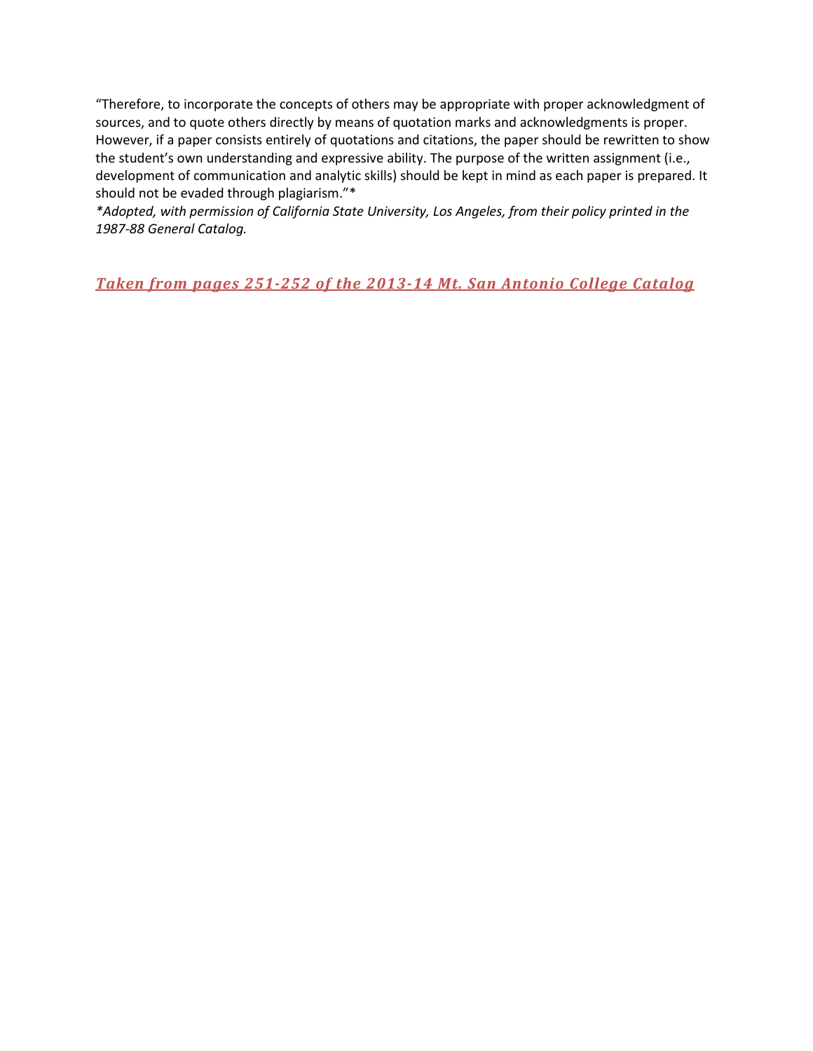"Therefore, to incorporate the concepts of others may be appropriate with proper acknowledgment of sources, and to quote others directly by means of quotation marks and acknowledgments is proper. However, if a paper consists entirely of quotations and citations, the paper should be rewritten to show the student's own understanding and expressive ability. The purpose of the written assignment (i.e., development of communication and analytic skills) should be kept in mind as each paper is prepared. It should not be evaded through plagiarism."*

*\*Adopted, with permission of California State University, Los Angeles, from their policy printed in the 1987-88 General Catalog.*

***Taken from pages 251-252 of the 2013-14 Mt. San Antonio College Catalog***